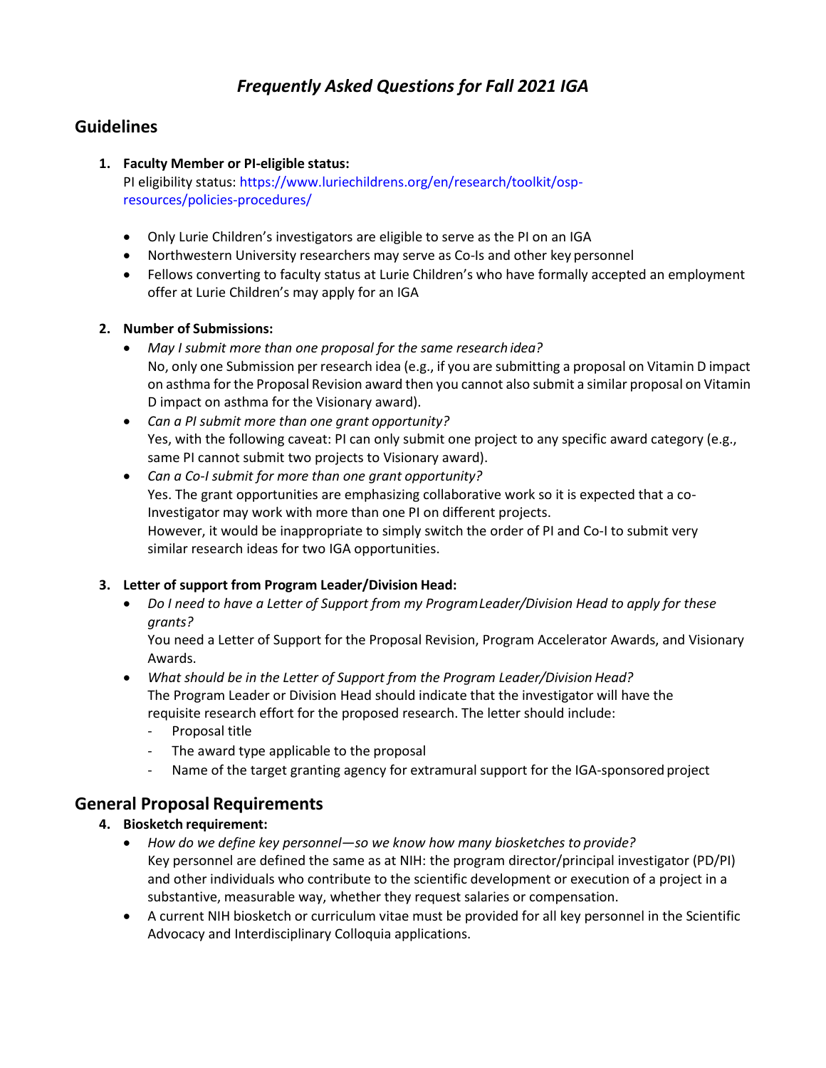# *Frequently Asked Questions for Fall 2021 IGA*

## Guidelines

1. **Faculty Member or PI-eligible status:**
   PI eligibility status: https://www.luriechildrens.org/en/research/toolkit/osp-resources/policies-procedures/

   - Only Lurie Children's investigators are eligible to serve as the PI on an IGA
   - Northwestern University researchers may serve as Co-Is and other key personnel
   - Fellows converting to faculty status at Lurie Children's who have formally accepted an employment offer at Lurie Children's may apply for an IGA

2. **Number of Submissions:**
   - *May I submit more than one proposal for the same research idea?*
     No, only one Submission per research idea (e.g., if you are submitting a proposal on Vitamin D impact on asthma for the Proposal Revision award then you cannot also submit a similar proposal on Vitamin D impact on asthma for the Visionary award).
   - *Can a PI submit more than one grant opportunity?*
     Yes, with the following caveat: PI can only submit one project to any specific award category (e.g., same PI cannot submit two projects to Visionary award).
   - *Can a Co-I submit for more than one grant opportunity?*
     Yes. The grant opportunities are emphasizing collaborative work so it is expected that a co-Investigator may work with more than one PI on different projects.
     However, it would be inappropriate to simply switch the order of PI and Co-I to submit very similar research ideas for two IGA opportunities.

3. **Letter of support from Program Leader/Division Head:**
   - *Do I need to have a Letter of Support from my Program Leader/Division Head to apply for these grants?*
     You need a Letter of Support for the Proposal Revision, Program Accelerator Awards, and Visionary Awards.
   - *What should be in the Letter of Support from the Program Leader/Division Head?*
     The Program Leader or Division Head should indicate that the investigator will have the requisite research effort for the proposed research. The letter should include:
     - Proposal title
     - The award type applicable to the proposal
     - Name of the target granting agency for extramural support for the IGA-sponsored project

## General Proposal Requirements

4. **Biosketch requirement:**
   - *How do we define key personnel—so we know how many biosketches to provide?*
     Key personnel are defined the same as at NIH: the program director/principal investigator (PD/PI) and other individuals who contribute to the scientific development or execution of a project in a substantive, measurable way, whether they request salaries or compensation.
   - A current NIH biosketch or curriculum vitae must be provided for all key personnel in the Scientific Advocacy and Interdisciplinary Colloquia applications.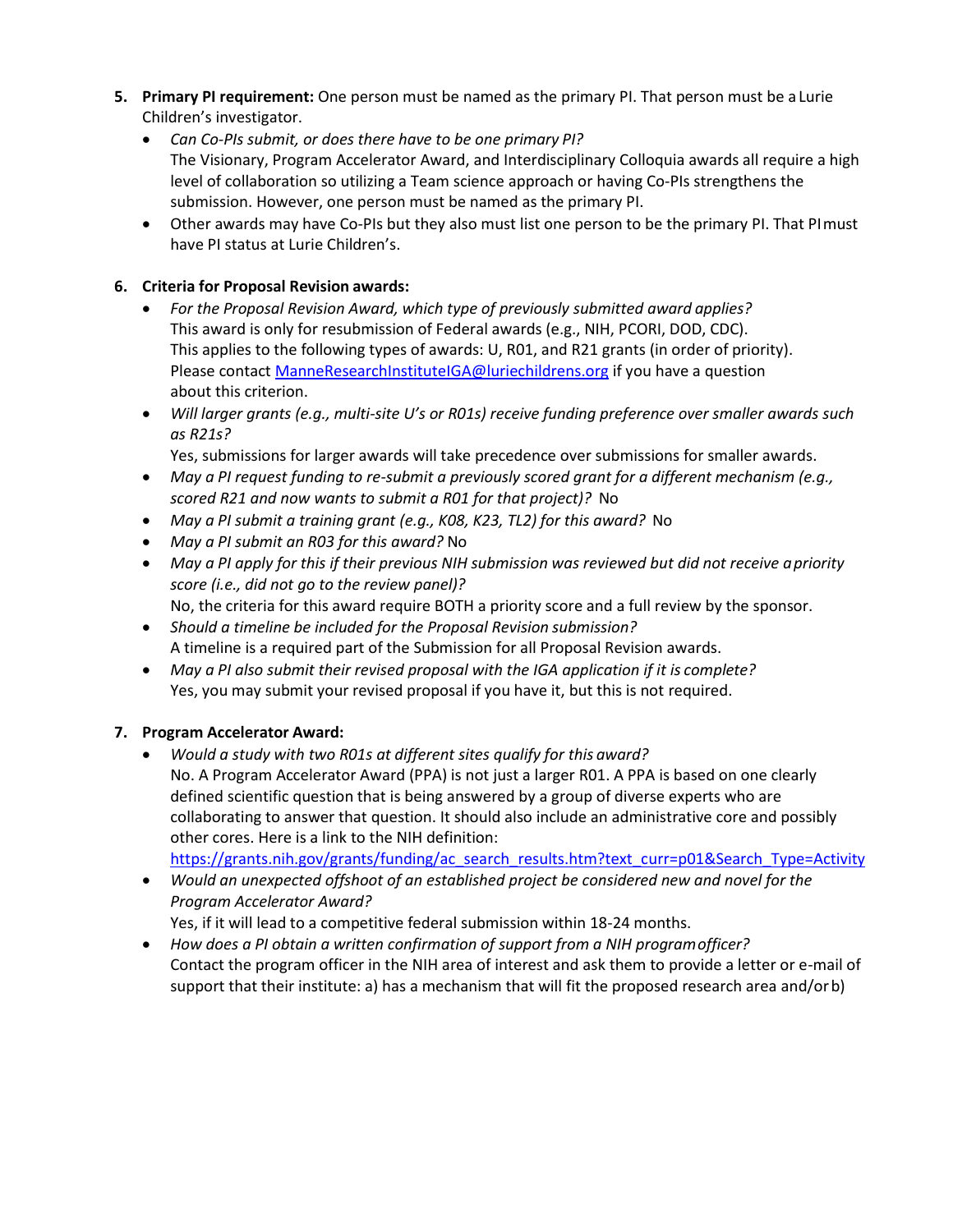5. **Primary PI requirement:** One person must be named as the primary PI. That person must be a Lurie Children's investigator.
   - *Can Co-PIs submit, or does there have to be one primary PI?*
     The Visionary, Program Accelerator Award, and Interdisciplinary Colloquia awards all require a high level of collaboration so utilizing a Team science approach or having Co-PIs strengthens the submission. However, one person must be named as the primary PI.
   - Other awards may have Co-PIs but they also must list one person to be the primary PI. That PI must have PI status at Lurie Children's.

6. **Criteria for Proposal Revision awards:**
   - *For the Proposal Revision Award, which type of previously submitted award applies?*
     This award is only for resubmission of Federal awards (e.g., NIH, PCORI, DOD, CDC). This applies to the following types of awards: U, R01, and R21 grants (in order of priority). Please contact [MenneResearchInstituteIGA@luriechildrens.org](mailto:MenneResearchInstituteIGA@luriechildrens.org) if you have a question about this criterion.
   - *Will larger grants (e.g., multi-site U's or R01s) receive funding preference over smaller awards such as R21s?*
     Yes, submissions for larger awards will take precedence over submissions for smaller awards.
   - *May a PI request funding to re-submit a previously scored grant for a different mechanism (e.g., scored R21 and now wants to submit a R01 for that project)?* No
   - *May a PI submit a training grant (e.g., K08, K23, TL2) for this award?* No
   - *May a PI submit an R03 for this award?* No
   - *May a PI apply for this if their previous NIH submission was reviewed but did not receive a priority score (i.e., did not go to the review panel)?*
     No, the criteria for this award require BOTH a priority score and a full review by the sponsor.
   - *Should a timeline be included for the Proposal Revision submission?*
     A timeline is a required part of the Submission for all Proposal Revision awards.
   - *May a PI also submit their revised proposal with the IGA application if it is complete?*
     Yes, you may submit your revised proposal if you have it, but this is not required.

7. **Program Accelerator Award:**
   - *Would a study with two R01s at different sites qualify for this award?*
     No. A Program Accelerator Award (PPA) is not just a larger R01. A PPA is based on one clearly defined scientific question that is being answered by a group of diverse experts who are collaborating to answer that question. It should also include an administrative core and possibly other cores. Here is a link to the NIH definition:
     [https://grants.nih.gov/grants/funding/ac_search_results.htm?text_curr=p01&Search_Type=Activity](https://grants.nih.gov/grants/funding/ac_search_results.htm?text_curr=p01&Search_Type=Activity)
   - *Would an unexpected offshoot of an established project be considered new and novel for the Program Accelerator Award?*
     Yes, if it will lead to a competitive federal submission within 18-24 months.
   - *How does a PI obtain a written confirmation of support from a NIH program officer?*
     Contact the program officer in the NIH area of interest and ask them to provide a letter or e-mail of support that their institute: a) has a mechanism that will fit the proposed research area and/or b)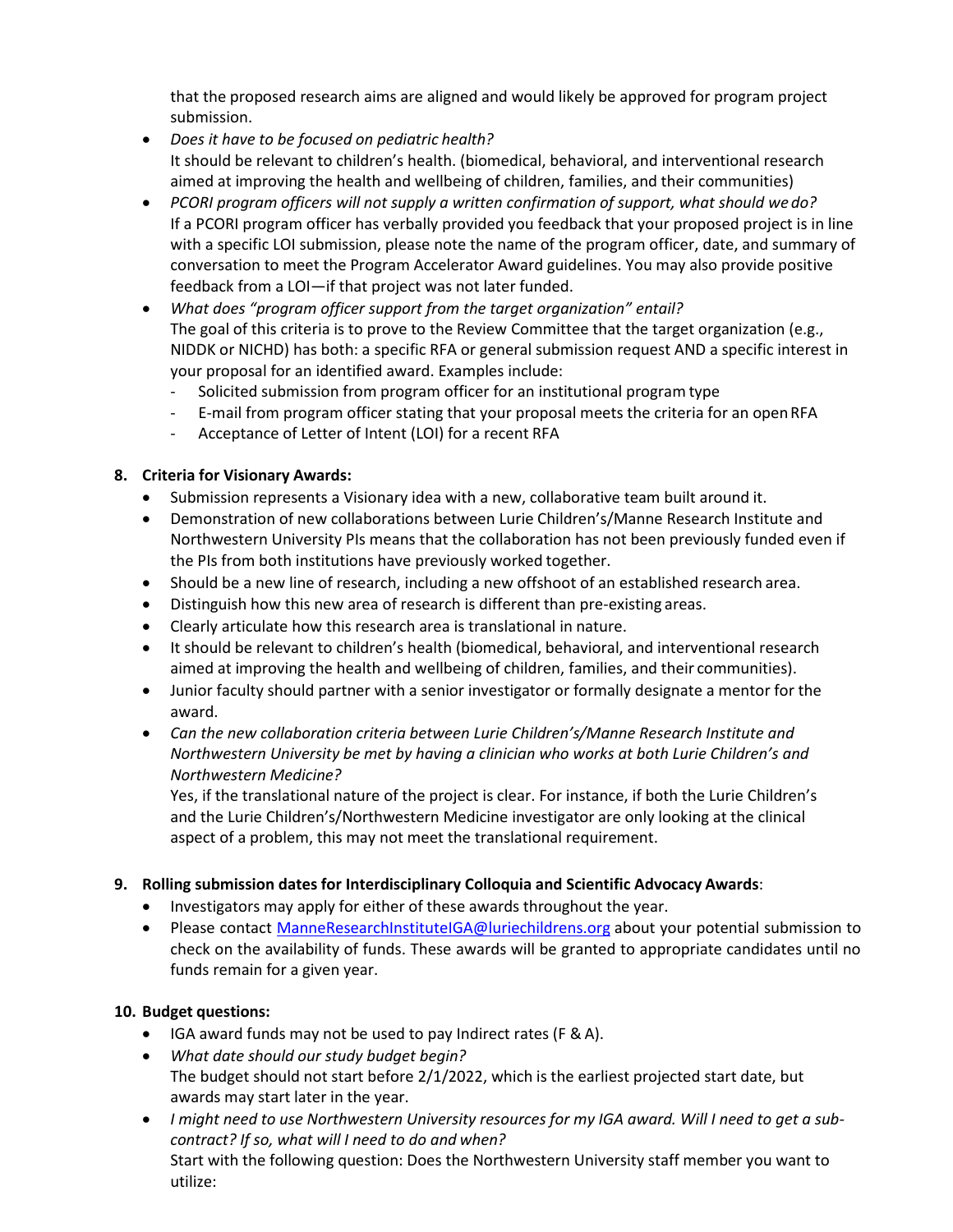that the proposed research aims are aligned and would likely be approved for program project submission.

- *Does it have to be focused on pediatric health?*
  It should be relevant to children's health. (biomedical, behavioral, and interventional research aimed at improving the health and wellbeing of children, families, and their communities)
- *PCORI program officers will not supply a written confirmation of support, what should we do?*
  If a PCORI program officer has verbally provided you feedback that your proposed project is in line with a specific LOI submission, please note the name of the program officer, date, and summary of conversation to meet the Program Accelerator Award guidelines. You may also provide positive feedback from a LOI—if that project was not later funded.
- *What does "program officer support from the target organization" entail?*
  The goal of this criteria is to prove to the Review Committee that the target organization (e.g., NIDDK or NICHD) has both: a specific RFA or general submission request AND a specific interest in your proposal for an identified award. Examples include:
  - Solicited submission from program officer for an institutional program type
  - E-mail from program officer stating that your proposal meets the criteria for an open RFA
  - Acceptance of Letter of Intent (LOI) for a recent RFA

**8. Criteria for Visionary Awards:**

- Submission represents a Visionary idea with a new, collaborative team built around it.
- Demonstration of new collaborations between Lurie Children's/Manne Research Institute and Northwestern University PIs means that the collaboration has not been previously funded even if the PIs from both institutions have previously worked together.
- Should be a new line of research, including a new offshoot of an established research area.
- Distinguish how this new area of research is different than pre-existing areas.
- Clearly articulate how this research area is translational in nature.
- It should be relevant to children's health (biomedical, behavioral, and interventional research aimed at improving the health and wellbeing of children, families, and their communities).
- Junior faculty should partner with a senior investigator or formally designate a mentor for the award.
- *Can the new collaboration criteria between Lurie Children's/Manne Research Institute and Northwestern University be met by having a clinician who works at both Lurie Children's and Northwestern Medicine?*
  Yes, if the translational nature of the project is clear. For instance, if both the Lurie Children's and the Lurie Children's/Northwestern Medicine investigator are only looking at the clinical aspect of a problem, this may not meet the translational requirement.

**9. Rolling submission dates for Interdisciplinary Colloquia and Scientific Advocacy Awards**:

- Investigators may apply for either of these awards throughout the year.
- Please contact [MannéResearchInstituteIGA@luriechildrens.org](mailto:ManneResearchInstituteIGA@luriechildrens.org) about your potential submission to check on the availability of funds. These awards will be granted to appropriate candidates until no funds remain for a given year.

**10. Budget questions:**

- IGA award funds may not be used to pay Indirect rates (F & A).
- *What date should our study budget begin?*
  The budget should not start before 2/1/2022, which is the earliest projected start date, but awards may start later in the year.
- *I might need to use Northwestern University resources for my IGA award. Will I need to get a sub-contract? If so, what will I need to do and when?*
  Start with the following question: Does the Northwestern University staff member you want to utilize: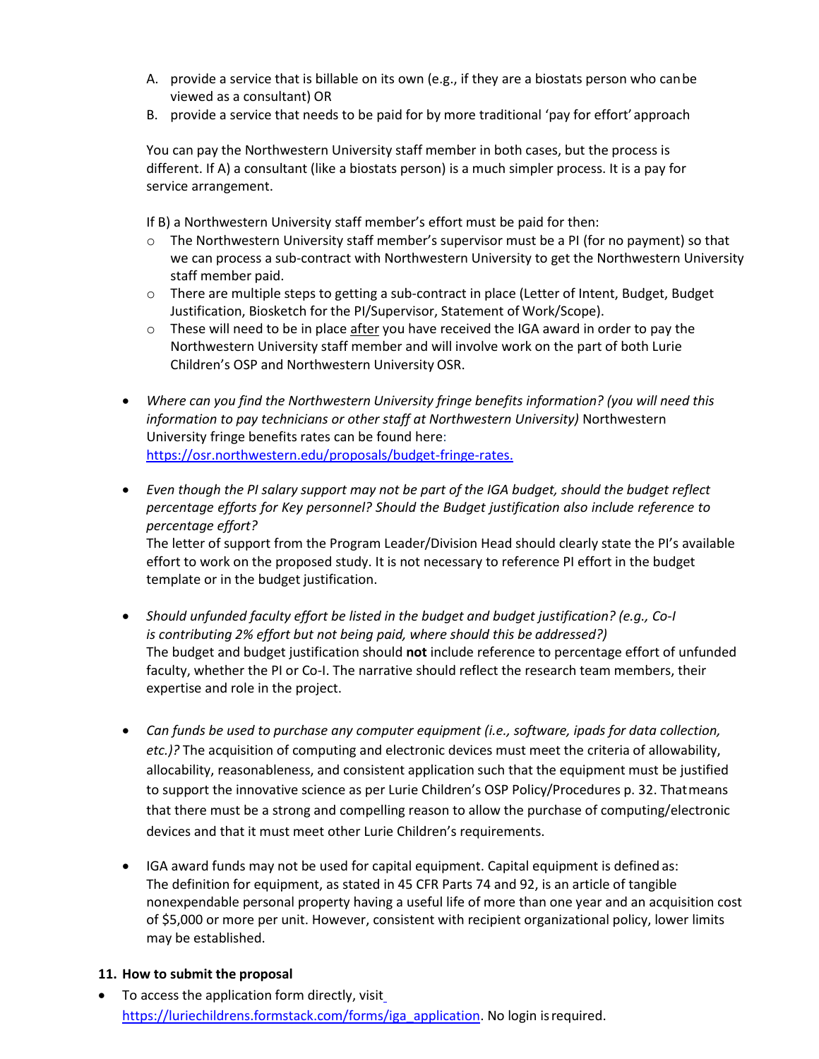A. provide a service that is billable on its own (e.g., if they are a biostats person who can be viewed as a consultant) OR
B. provide a service that needs to be paid for by more traditional 'pay for effort' approach

You can pay the Northwestern University staff member in both cases, but the process is different. If A) a consultant (like a biostats person) is a much simpler process. It is a pay for service arrangement.

If B) a Northwestern University staff member's effort must be paid for then:

- The Northwestern University staff member's supervisor must be a PI (for no payment) so that we can process a sub-contract with Northwestern University to get the Northwestern University staff member paid.
- There are multiple steps to getting a sub-contract in place (Letter of Intent, Budget, Budget Justification, Biosketch for the PI/Supervisor, Statement of Work/Scope).
- These will need to be in place <u>after</u> you have received the IGA award in order to pay the Northwestern University staff member and will involve work on the part of both Lurie Children's OSP and Northwestern University OSR.

- *Where can you find the Northwestern University fringe benefits information? (you will need this information to pay technicians or other staff at Northwestern University)* Northwestern University fringe benefits rates can be found here: https://osr.northwestern.edu/proposals/budget-fringe-rates.

- *Even though the PI salary support may not be part of the IGA budget, should the budget reflect percentage efforts for Key personnel? Should the Budget justification also include reference to percentage effort?*
  The letter of support from the Program Leader/Division Head should clearly state the PI's available effort to work on the proposed study. It is not necessary to reference PI effort in the budget template or in the budget justification.

- *Should unfunded faculty effort be listed in the budget and budget justification? (e.g., Co-I is contributing 2% effort but not being paid, where should this be addressed?)*
  The budget and budget justification should **not** include reference to percentage effort of unfunded faculty, whether the PI or Co-I. The narrative should reflect the research team members, their expertise and role in the project.

- *Can funds be used to purchase any computer equipment (i.e., software, ipads for data collection, etc.)?* The acquisition of computing and electronic devices must meet the criteria of allowability, allocability, reasonableness, and consistent application such that the equipment must be justified to support the innovative science as per Lurie Children's OSP Policy/Procedures p. 32. That means that there must be a strong and compelling reason to allow the purchase of computing/electronic devices and that it must meet other Lurie Children's requirements.

- IGA award funds may not be used for capital equipment. Capital equipment is defined as: The definition for equipment, as stated in 45 CFR Parts 74 and 92, is an article of tangible nonexpendable personal property having a useful life of more than one year and an acquisition cost of $5,000 or more per unit. However, consistent with recipient organizational policy, lower limits may be established.

**11. How to submit the proposal**

- To access the application form directly, visit https://luriechildrens.formstack.com/forms/iga_application. No login is required.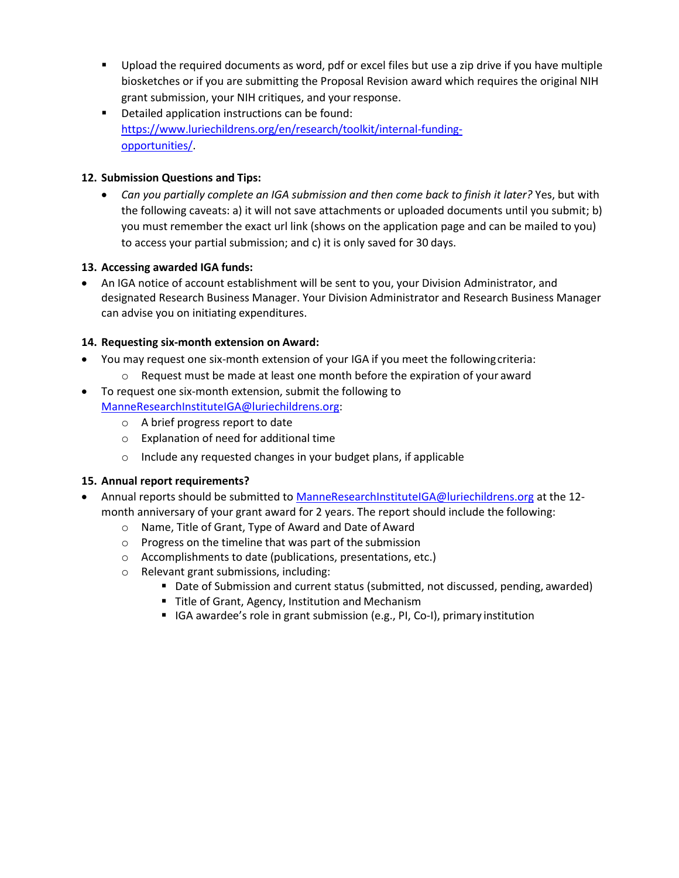- Upload the required documents as word, pdf or excel files but use a zip drive if you have multiple biosketches or if you are submitting the Proposal Revision award which requires the original NIH grant submission, your NIH critiques, and your response.
- Detailed application instructions can be found: [https://www.luriechildrens.org/en/research/toolkit/internal-funding-opportunities/](https://www.luriechildrens.org/en/research/toolkit/internal-funding-opportunities/).

**12. Submission Questions and Tips:**

- *Can you partially complete an IGA submission and then come back to finish it later?* Yes, but with the following caveats: a) it will not save attachments or uploaded documents until you submit; b) you must remember the exact url link (shows on the application page and can be mailed to you) to access your partial submission; and c) it is only saved for 30 days.

**13. Accessing awarded IGA funds:**

- An IGA notice of account establishment will be sent to you, your Division Administrator, and designated Research Business Manager. Your Division Administrator and Research Business Manager can advise you on initiating expenditures.

**14. Requesting six-month extension on Award:**

- You may request one six-month extension of your IGA if you meet the following criteria:
  - Request must be made at least one month before the expiration of your award
- To request one six-month extension, submit the following to [ManneResearchInstituteIGA@luriechildrens.org](mailto:ManneResearchInstituteIGA@luriechildrens.org):
  - A brief progress report to date
  - Explanation of need for additional time
  - Include any requested changes in your budget plans, if applicable

**15. Annual report requirements?**

- Annual reports should be submitted to [ManneResearchInstituteIGA@luriechildrens.org](mailto:ManneResearchInstituteIGA@luriechildrens.org) at the 12-month anniversary of your grant award for 2 years. The report should include the following:
  - Name, Title of Grant, Type of Award and Date of Award
  - Progress on the timeline that was part of the submission
  - Accomplishments to date (publications, presentations, etc.)
  - Relevant grant submissions, including:
    - Date of Submission and current status (submitted, not discussed, pending, awarded)
    - Title of Grant, Agency, Institution and Mechanism
    - IGA awardee's role in grant submission (e.g., PI, Co-I), primary institution